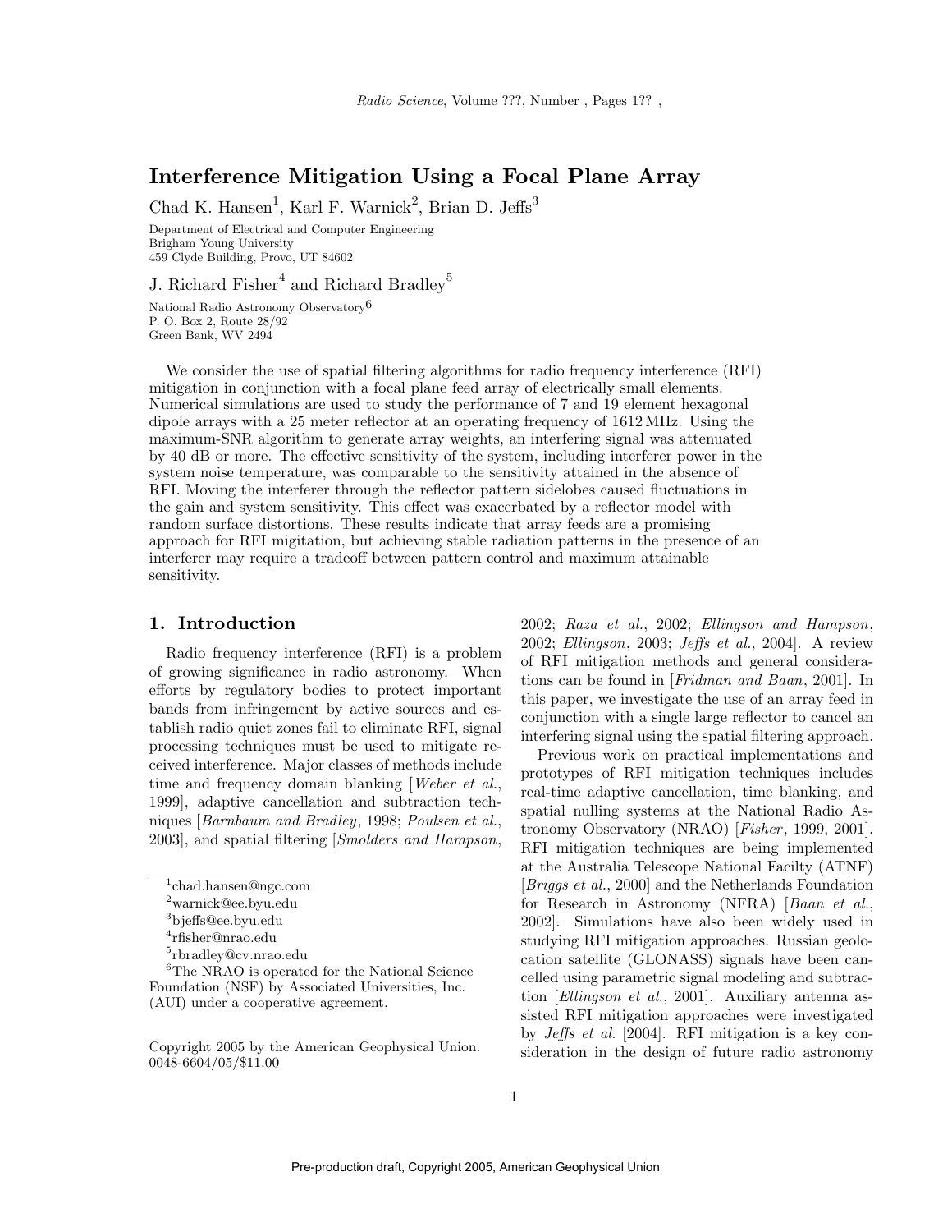# Interference Mitigation Using a Focal Plane Array

Chad K. Hansen[1], Karl F. Warnick[2], Brian D. Jeffs[3]

Department of Electrical and Computer Engineering
Brigham Young University
459 Clyde Building, Provo, UT 84602

J. Richard Fisher[4] and Richard Bradley[5]

National Radio Astronomy Observatory[6]
P. O. Box 2, Route 28/92
Green Bank, WV 2494

We consider the use of spatial filtering algorithms for radio frequency interference (RFI) mitigation in conjunction with a focal plane feed array of electrically small elements. Numerical simulations are used to study the performance of 7 and 19 element hexagonal dipole arrays with a 25 meter reflector at an operating frequency of 1612 MHz. Using the maximum-SNR algorithm to generate array weights, an interfering signal was attenuated by 40 dB or more. The effective sensitivity of the system, including interferer power in the system noise temperature, was comparable to the sensitivity attained in the absence of RFI. Moving the interferer through the reflector pattern sidelobes caused fluctuations in the gain and system sensitivity. This effect was exacerbated by a reflector model with random surface distortions. These results indicate that array feeds are a promising approach for RFI migitation, but achieving stable radiation patterns in the presence of an interferer may require a tradeoff between pattern control and maximum attainable sensitivity.

## 1. Introduction

Radio frequency interference (RFI) is a problem of growing significance in radio astronomy. When efforts by regulatory bodies to protect important bands from infringement by active sources and establish radio quiet zones fail to eliminate RFI, signal processing techniques must be used to mitigate received interference. Major classes of methods include time and frequency domain blanking [*Weber et al.*, 1999], adaptive cancellation and subtraction techniques [*Barnbaum and Bradley*, 1998; *Poulsen et al.*, 2003], and spatial filtering [*Smolders and Hampson*, 2002; *Raza et al.*, 2002; *Ellingson and Hampson*, 2002; *Ellingson*, 2003; *Jeffs et al.*, 2004]. A review of RFI mitigation methods and general considerations can be found in [*Fridman and Baan*, 2001]. In this paper, we investigate the use of an array feed in conjunction with a single large reflector to cancel an interfering signal using the spatial filtering approach.

Previous work on practical implementations and prototypes of RFI mitigation techniques includes real-time adaptive cancellation, time blanking, and spatial nulling systems at the National Radio Astronomy Observatory (NRAO) [*Fisher*, 1999, 2001]. RFI mitigation techniques are being implemented at the Australia Telescope National Facilty (ATNF) [*Briggs et al.*, 2000] and the Netherlands Foundation for Research in Astronomy (NFRA) [*Baan et al.*, 2002]. Simulations have also been widely used in studying RFI mitigation approaches. Russian geolocation satellite (GLONASS) signals have been cancelled using parametric signal modeling and subtraction [*Ellingson et al.*, 2001]. Auxiliary antenna assisted RFI mitigation approaches were investigated by *Jeffs et al.* [2004]. RFI mitigation is a key consideration in the design of future radio astronomy

---

[1] chad.hansen@ngc.com

[2] warnick@ee.byu.edu

[3] bjeffs@ee.byu.edu

[4] rfisher@nrao.edu

[5] rbradley@cv.nrao.edu

[6] The NRAO is operated for the National Science Foundation (NSF) by Associated Universities, Inc. (AUI) under a cooperative agreement.

Copyright 2005 by the American Geophysical Union.
0048-6604/05/$11.00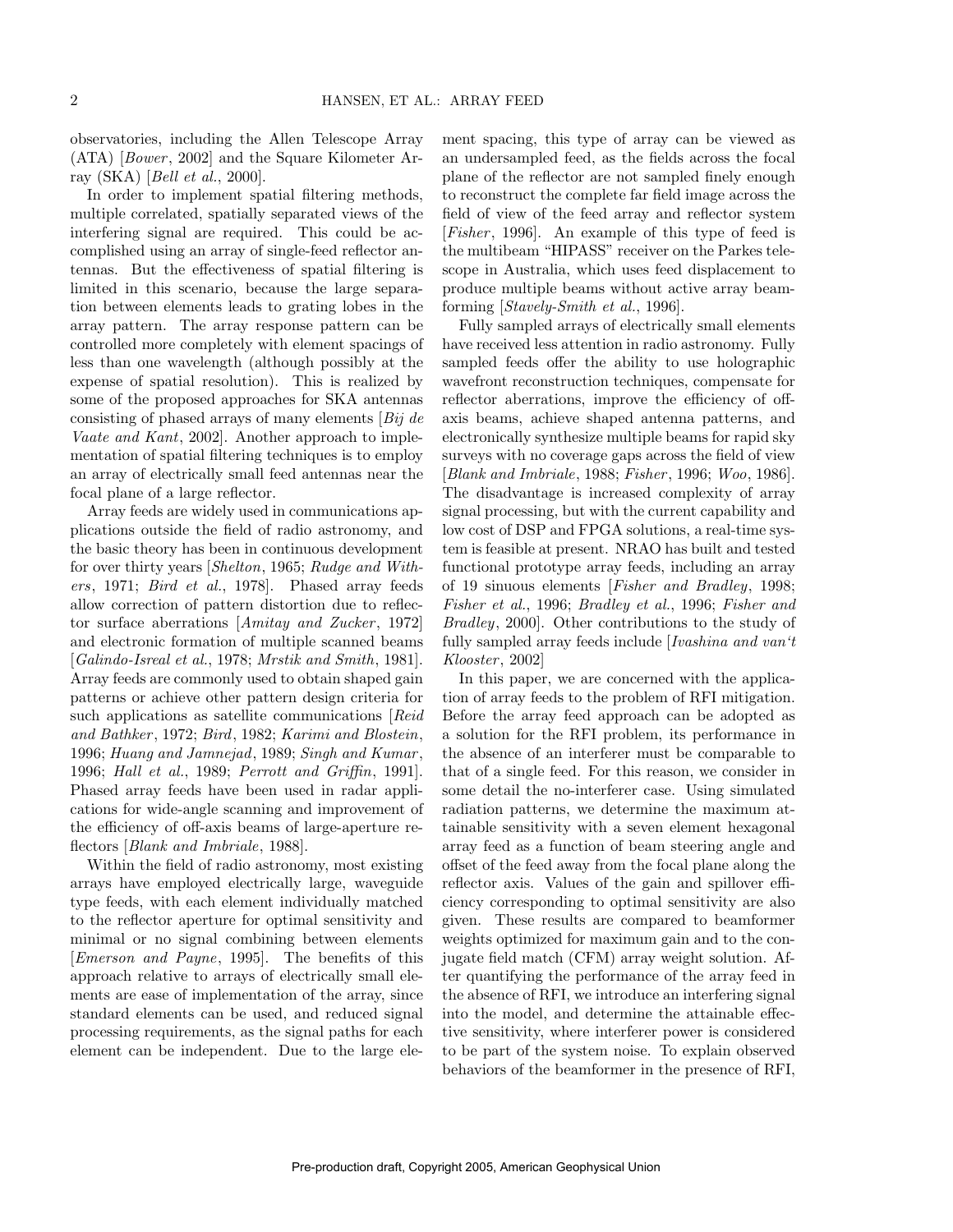observatories, including the Allen Telescope Array (ATA) [*Bower*, 2002] and the Square Kilometer Array (SKA) [*Bell et al.*, 2000].

In order to implement spatial filtering methods, multiple correlated, spatially separated views of the interfering signal are required. This could be accomplished using an array of single-feed reflector antennas. But the effectiveness of spatial filtering is limited in this scenario, because the large separation between elements leads to grating lobes in the array pattern. The array response pattern can be controlled more completely with element spacings of less than one wavelength (although possibly at the expense of spatial resolution). This is realized by some of the proposed approaches for SKA antennas consisting of phased arrays of many elements [*Bij de Vaate and Kant*, 2002]. Another approach to implementation of spatial filtering techniques is to employ an array of electrically small feed antennas near the focal plane of a large reflector.

Array feeds are widely used in communications applications outside the field of radio astronomy, and the basic theory has been in continuous development for over thirty years [*Shelton*, 1965; *Rudge and Withers*, 1971; *Bird et al.*, 1978]. Phased array feeds allow correction of pattern distortion due to reflector surface aberrations [*Amitay and Zucker*, 1972] and electronic formation of multiple scanned beams [*Galindo-Isreal et al.*, 1978; *Mrstik and Smith*, 1981]. Array feeds are commonly used to obtain shaped gain patterns or achieve other pattern design criteria for such applications as satellite communications [*Reid and Bathker*, 1972; *Bird*, 1982; *Karimi and Blostein*, 1996; *Huang and Jamnejad*, 1989; *Singh and Kumar*, 1996; *Hall et al.*, 1989; *Perrott and Griffin*, 1991]. Phased array feeds have been used in radar applications for wide-angle scanning and improvement of the efficiency of off-axis beams of large-aperture reflectors [*Blank and Imbriale*, 1988].

Within the field of radio astronomy, most existing arrays have employed electrically large, waveguide type feeds, with each element individually matched to the reflector aperture for optimal sensitivity and minimal or no signal combining between elements [*Emerson and Payne*, 1995]. The benefits of this approach relative to arrays of electrically small elements are ease of implementation of the array, since standard elements can be used, and reduced signal processing requirements, as the signal paths for each element can be independent. Due to the large element spacing, this type of array can be viewed as an undersampled feed, as the fields across the focal plane of the reflector are not sampled finely enough to reconstruct the complete far field image across the field of view of the feed array and reflector system [*Fisher*, 1996]. An example of this type of feed is the multibeam "HIPASS" receiver on the Parkes telescope in Australia, which uses feed displacement to produce multiple beams without active array beamforming [*Stavely-Smith et al.*, 1996].

Fully sampled arrays of electrically small elements have received less attention in radio astronomy. Fully sampled feeds offer the ability to use holographic wavefront reconstruction techniques, compensate for reflector aberrations, improve the efficiency of off-axis beams, achieve shaped antenna patterns, and electronically synthesize multiple beams for rapid sky surveys with no coverage gaps across the field of view [*Blank and Imbriale*, 1988; *Fisher*, 1996; *Woo*, 1986]. The disadvantage is increased complexity of array signal processing, but with the current capability and low cost of DSP and FPGA solutions, a real-time system is feasible at present. NRAO has built and tested functional prototype array feeds, including an array of 19 sinuous elements [*Fisher and Bradley*, 1998; *Fisher et al.*, 1996; *Bradley et al.*, 1996; *Fisher and Bradley*, 2000]. Other contributions to the study of fully sampled array feeds include [*Ivashina and van't Klooster*, 2002]

In this paper, we are concerned with the application of array feeds to the problem of RFI mitigation. Before the array feed approach can be adopted as a solution for the RFI problem, its performance in the absence of an interferer must be comparable to that of a single feed. For this reason, we consider in some detail the no-interferer case. Using simulated radiation patterns, we determine the maximum attainable sensitivity with a seven element hexagonal array feed as a function of beam steering angle and offset of the feed away from the focal plane along the reflector axis. Values of the gain and spillover efficiency corresponding to optimal sensitivity are also given. These results are compared to beamformer weights optimized for maximum gain and to the conjugate field match (CFM) array weight solution. After quantifying the performance of the array feed in the absence of RFI, we introduce an interfering signal into the model, and determine the attainable effective sensitivity, where interferer power is considered to be part of the system noise. To explain observed behaviors of the beamformer in the presence of RFI,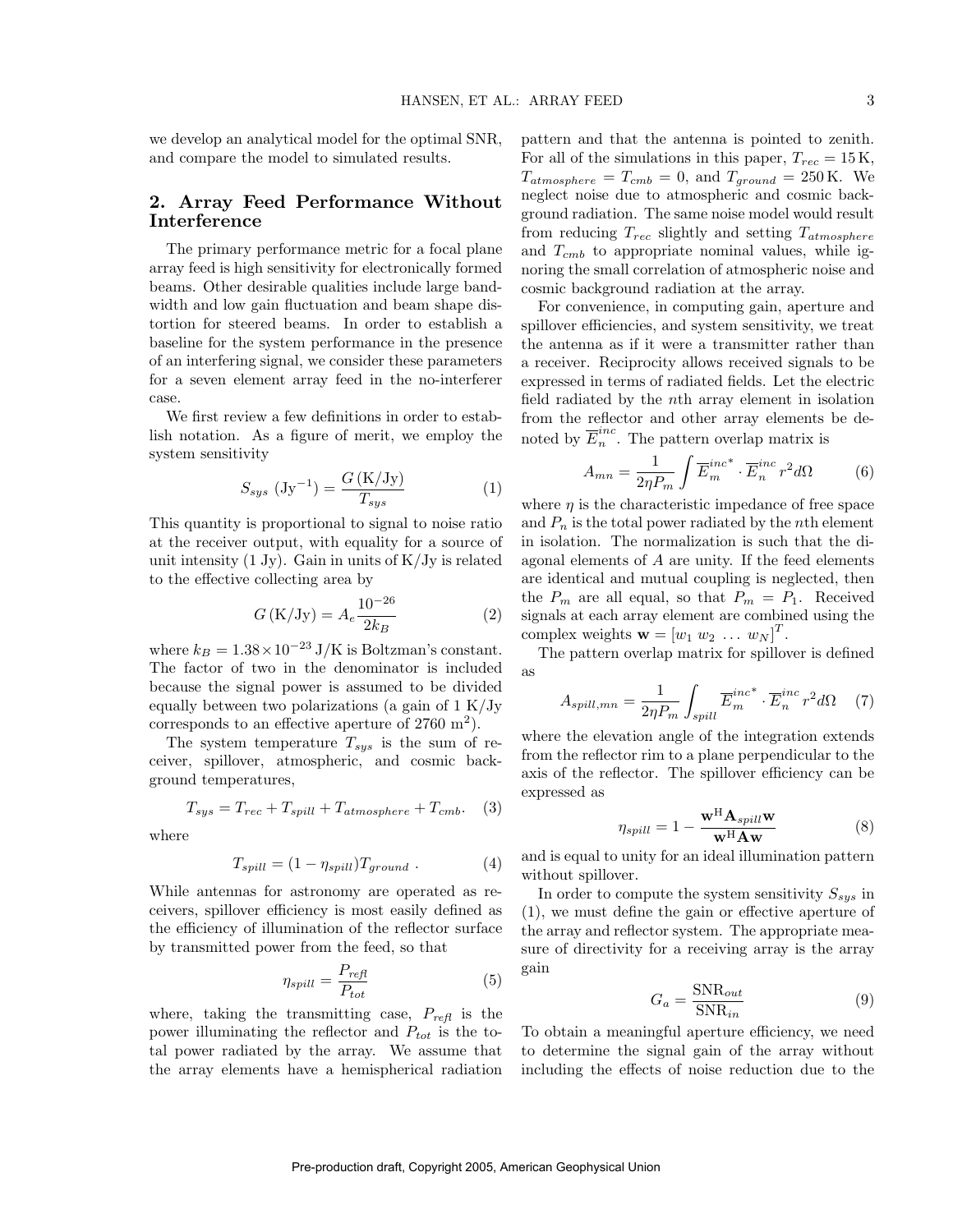we develop an analytical model for the optimal SNR, and compare the model to simulated results.

## 2. Array Feed Performance Without Interference

The primary performance metric for a focal plane array feed is high sensitivity for electronically formed beams. Other desirable qualities include large bandwidth and low gain fluctuation and beam shape distortion for steered beams. In order to establish a baseline for the system performance in the presence of an interfering signal, we consider these parameters for a seven element array feed in the no-interferer case.

We first review a few definitions in order to establish notation. As a figure of merit, we employ the system sensitivity

$$S_{sys}\ (\mathrm{Jy}^{-1}) = \frac{G\,(\mathrm{K/Jy})}{T_{sys}} \tag{1}$$

This quantity is proportional to signal to noise ratio at the receiver output, with equality for a source of unit intensity (1 Jy). Gain in units of K/Jy is related to the effective collecting area by

$$G\,(\mathrm{K/Jy}) = A_e \frac{10^{-26}}{2k_B} \tag{2}$$

where $k_B = 1.38 \times 10^{-23}$ J/K is Boltzman's constant. The factor of two in the denominator is included because the signal power is assumed to be divided equally between two polarizations (a gain of 1 K/Jy corresponds to an effective aperture of 2760 $\mathrm{m}^2$).

The system temperature $T_{sys}$ is the sum of receiver, spillover, atmospheric, and cosmic background temperatures,

$$T_{sys} = T_{rec} + T_{spill} + T_{atmosphere} + T_{cmb}. \tag{3}$$

where

$$T_{spill} = (1 - \eta_{spill})T_{ground}\ . \tag{4}$$

While antennas for astronomy are operated as receivers, spillover efficiency is most easily defined as the efficiency of illumination of the reflector surface by transmitted power from the feed, so that

$$\eta_{spill} = \frac{P_{refl}}{P_{tot}} \tag{5}$$

where, taking the transmitting case, $P_{refl}$ is the power illuminating the reflector and $P_{tot}$ is the total power radiated by the array. We assume that the array elements have a hemispherical radiation pattern and that the antenna is pointed to zenith. For all of the simulations in this paper, $T_{rec} = 15$ K, $T_{atmosphere} = T_{cmb} = 0$, and $T_{ground} = 250$ K. We neglect noise due to atmospheric and cosmic background radiation. The same noise model would result from reducing $T_{rec}$ slightly and setting $T_{atmosphere}$ and $T_{cmb}$ to appropriate nominal values, while ignoring the small correlation of atmospheric noise and cosmic background radiation at the array.

For convenience, in computing gain, aperture and spillover efficiencies, and system sensitivity, we treat the antenna as if it were a transmitter rather than a receiver. Reciprocity allows received signals to be expressed in terms of radiated fields. Let the electric field radiated by the $n$th array element in isolation from the reflector and other array elements be denoted by $\overline{E}_n^{inc}$. The pattern overlap matrix is

$$A_{mn} = \frac{1}{2\eta P_m} \int \overline{E}_m^{inc^*} \cdot \overline{E}_n^{inc}\, r^2 d\Omega \tag{6}$$

where $\eta$ is the characteristic impedance of free space and $P_n$ is the total power radiated by the $n$th element in isolation. The normalization is such that the diagonal elements of $A$ are unity. If the feed elements are identical and mutual coupling is neglected, then the $P_m$ are all equal, so that $P_m = P_1$. Received signals at each array element are combined using the complex weights $\mathbf{w} = [w_1\ w_2\ \ldots\ w_N]^T$.

The pattern overlap matrix for spillover is defined as

$$A_{spill,mn} = \frac{1}{2\eta P_m} \int_{spill} \overline{E}_m^{inc^*} \cdot \overline{E}_n^{inc}\, r^2 d\Omega \tag{7}$$

where the elevation angle of the integration extends from the reflector rim to a plane perpendicular to the axis of the reflector. The spillover efficiency can be expressed as

$$\eta_{spill} = 1 - \frac{\mathbf{w}^{\mathrm{H}}\mathbf{A}_{spill}\mathbf{w}}{\mathbf{w}^{\mathrm{H}}\mathbf{A}\mathbf{w}} \tag{8}$$

and is equal to unity for an ideal illumination pattern without spillover.

In order to compute the system sensitivity $S_{sys}$ in (1), we must define the gain or effective aperture of the array and reflector system. The appropriate measure of directivity for a receiving array is the array gain

$$G_a = \frac{\mathrm{SNR}_{out}}{\mathrm{SNR}_{in}} \tag{9}$$

To obtain a meaningful aperture efficiency, we need to determine the signal gain of the array without including the effects of noise reduction due to the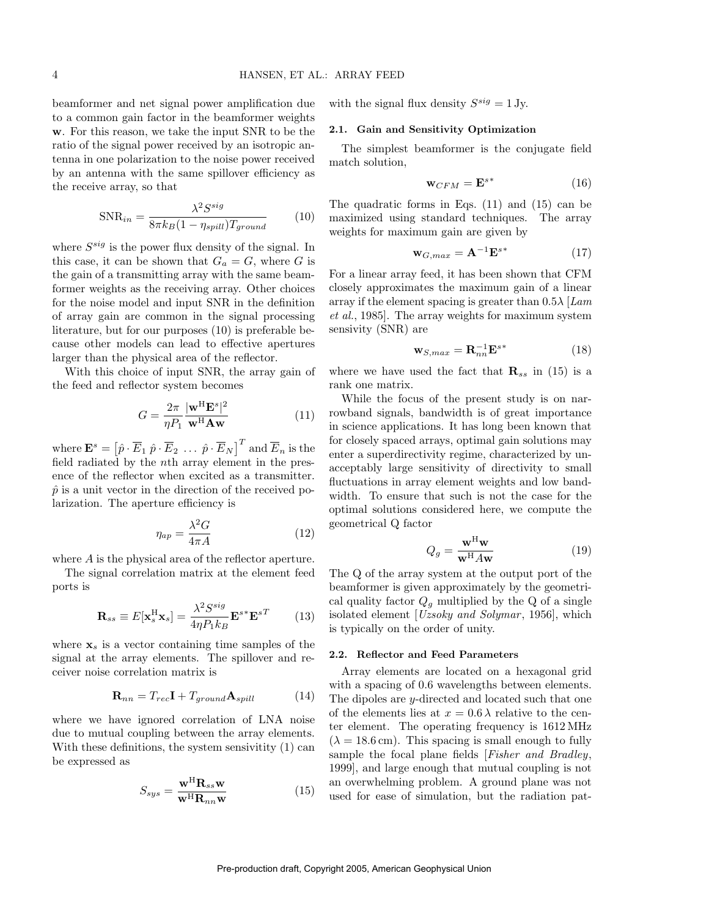beamformer and net signal power amplification due to a common gain factor in the beamformer weights $\mathbf{w}$. For this reason, we take the input SNR to be the ratio of the signal power received by an isotropic antenna in one polarization to the noise power received by an antenna with the same spillover efficiency as the receive array, so that

$$\mathrm{SNR}_{in} = \frac{\lambda^2 S^{sig}}{8\pi k_B (1-\eta_{spill}) T_{ground}} \tag{10}$$

where $S^{sig}$ is the power flux density of the signal. In this case, it can be shown that $G_a = G$, where $G$ is the gain of a transmitting array with the same beamformer weights as the receiving array. Other choices for the noise model and input SNR in the definition of array gain are common in the signal processing literature, but for our purposes (10) is preferable because other models can lead to effective apertures larger than the physical area of the reflector.

With this choice of input SNR, the array gain of the feed and reflector system becomes

$$G = \frac{2\pi}{\eta P_1} \frac{|\mathbf{w}^{\mathrm{H}} \mathbf{E}^s|^2}{\mathbf{w}^{\mathrm{H}} \mathbf{A} \mathbf{w}} \tag{11}$$

where $\mathbf{E}^s = \left[\hat{p}\cdot\overline{E}_1 \ \hat{p}\cdot\overline{E}_2 \ \ldots \ \hat{p}\cdot\overline{E}_N\right]^T$ and $\overline{E}_n$ is the field radiated by the $n$th array element in the presence of the reflector when excited as a transmitter. $\hat{p}$ is a unit vector in the direction of the received polarization. The aperture efficiency is

$$\eta_{ap} = \frac{\lambda^2 G}{4\pi A} \tag{12}$$

where $A$ is the physical area of the reflector aperture.

The signal correlation matrix at the element feed ports is

$$\mathbf{R}_{ss} \equiv E[\mathbf{x}_s^{\mathrm{H}} \mathbf{x}_s] = \frac{\lambda^2 S^{sig}}{4\eta P_1 k_B} \mathbf{E}^{s*} \mathbf{E}^{sT} \tag{13}$$

where $\mathbf{x}_s$ is a vector containing time samples of the signal at the array elements. The spillover and receiver noise correlation matrix is

$$\mathbf{R}_{nn} = T_{rec}\mathbf{I} + T_{ground}\mathbf{A}_{spill} \tag{14}$$

where we have ignored correlation of LNA noise due to mutual coupling between the array elements. With these definitions, the system sensivitity (1) can be expressed as

$$S_{sys} = \frac{\mathbf{w}^{\mathrm{H}} \mathbf{R}_{ss} \mathbf{w}}{\mathbf{w}^{\mathrm{H}} \mathbf{R}_{nn} \mathbf{w}} \tag{15}$$

with the signal flux density $S^{sig} = 1\,\mathrm{Jy}$.

### 2.1. Gain and Sensitivity Optimization

The simplest beamformer is the conjugate field match solution,

$$\mathbf{w}_{CFM} = \mathbf{E}^{s*} \tag{16}$$

The quadratic forms in Eqs. (11) and (15) can be maximized using standard techniques. The array weights for maximum gain are given by

$$\mathbf{w}_{G,max} = \mathbf{A}^{-1}\mathbf{E}^{s*} \tag{17}$$

For a linear array feed, it has been shown that CFM closely approximates the maximum gain of a linear array if the element spacing is greater than $0.5\lambda$ [*Lam et al.*, 1985]. The array weights for maximum system sensivity (SNR) are

$$\mathbf{w}_{S,max} = \mathbf{R}_{nn}^{-1}\mathbf{E}^{s*} \tag{18}$$

where we have used the fact that $\mathbf{R}_{ss}$ in (15) is a rank one matrix.

While the focus of the present study is on narrowband signals, bandwidth is of great importance in science applications. It has long been known that for closely spaced arrays, optimal gain solutions may enter a superdirectivity regime, characterized by unacceptably large sensitivity of directivity to small fluctuations in array element weights and low bandwidth. To ensure that such is not the case for the optimal solutions considered here, we compute the geometrical Q factor

$$Q_g = \frac{\mathbf{w}^{\mathrm{H}}\mathbf{w}}{\mathbf{w}^{\mathrm{H}} A \mathbf{w}} \tag{19}$$

The Q of the array system at the output port of the beamformer is given approximately by the geometrical quality factor $Q_g$ multiplied by the Q of a single isolated element [*Uzsoky and Solymar*, 1956], which is typically on the order of unity.

### 2.2. Reflector and Feed Parameters

Array elements are located on a hexagonal grid with a spacing of 0.6 wavelengths between elements. The dipoles are $y$-directed and located such that one of the elements lies at $x = 0.6\,\lambda$ relative to the center element. The operating frequency is 1612 MHz ($\lambda = 18.6\,\mathrm{cm}$). This spacing is small enough to fully sample the focal plane fields [*Fisher and Bradley*, 1999], and large enough that mutual coupling is not an overwhelming problem. A ground plane was not used for ease of simulation, but the radiation pat-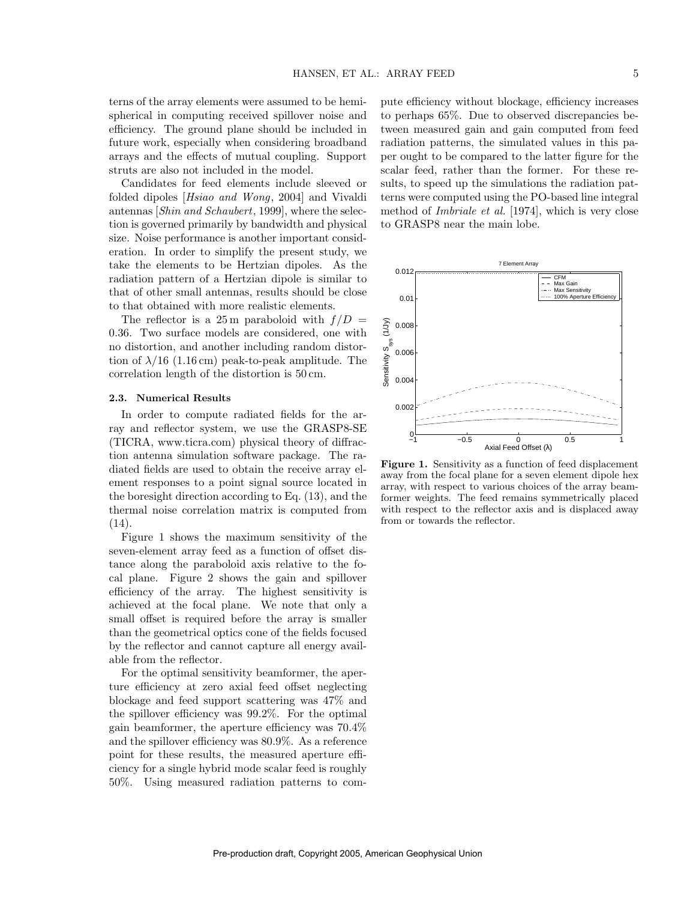terns of the array elements were assumed to be hemispherical in computing received spillover noise and efficiency. The ground plane should be included in future work, especially when considering broadband arrays and the effects of mutual coupling. Support struts are also not included in the model.

Candidates for feed elements include sleeved or folded dipoles [*Hsiao and Wong*, 2004] and Vivaldi antennas [*Shin and Schaubert*, 1999], where the selection is governed primarily by bandwidth and physical size. Noise performance is another important consideration. In order to simplify the present study, we take the elements to be Hertzian dipoles. As the radiation pattern of a Hertzian dipole is similar to that of other small antennas, results should be close to that obtained with more realistic elements.

The reflector is a 25 m paraboloid with $f/D = 0.36$. Two surface models are considered, one with no distortion, and another including random distortion of $\lambda/16$ (1.16 cm) peak-to-peak amplitude. The correlation length of the distortion is 50 cm.

### 2.3. Numerical Results

In order to compute radiated fields for the array and reflector system, we use the GRASP8-SE (TICRA, www.ticra.com) physical theory of diffraction antenna simulation software package. The radiated fields are used to obtain the receive array element responses to a point signal source located in the boresight direction according to Eq. (13), and the thermal noise correlation matrix is computed from (14).

Figure 1 shows the maximum sensitivity of the seven-element array feed as a function of offset distance along the paraboloid axis relative to the focal plane. Figure 2 shows the gain and spillover efficiency of the array. The highest sensitivity is achieved at the focal plane. We note that only a small offset is required before the array is smaller than the geometrical optics cone of the fields focused by the reflector and cannot capture all energy available from the reflector.

For the optimal sensitivity beamformer, the aperture efficiency at zero axial feed offset neglecting blockage and feed support scattering was 47% and the spillover efficiency was 99.2%. For the optimal gain beamformer, the aperture efficiency was 70.4% and the spillover efficiency was 80.9%. As a reference point for these results, the measured aperture efficiency for a single hybrid mode scalar feed is roughly 50%. Using measured radiation patterns to compute efficiency without blockage, efficiency increases to perhaps 65%. Due to observed discrepancies between measured gain and gain computed from feed radiation patterns, the simulated values in this paper ought to be compared to the latter figure for the scalar feed, rather than the former. For these results, to speed up the simulations the radiation patterns were computed using the PO-based line integral method of *Imbriale et al.* [1974], which is very close to GRASP8 near the main lobe.

**Figure 1.** Sensitivity as a function of feed displacement away from the focal plane for a seven element dipole hex array, with respect to various choices of the array beamformer weights. The feed remains symmetrically placed with respect to the reflector axis and is displaced away from or towards the reflector.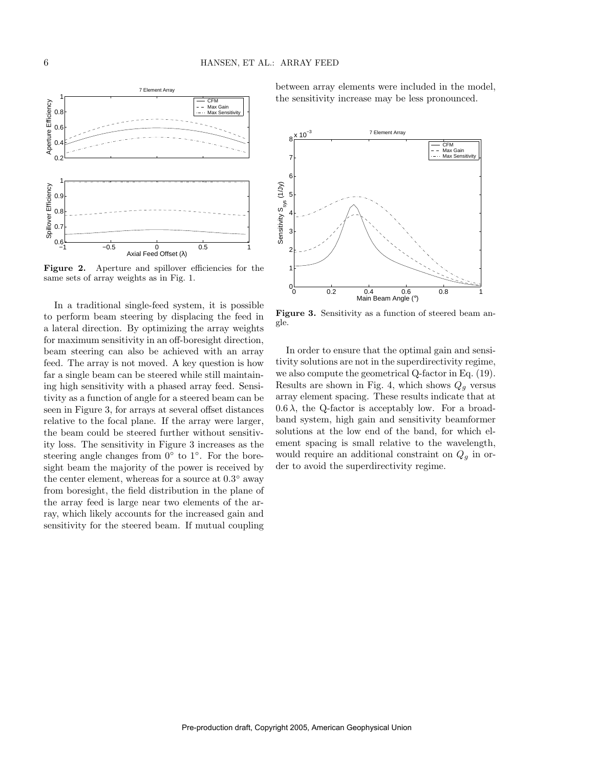**Figure 2.** Aperture and spillover efficiencies for the same sets of array weights as in Fig. 1.

In a traditional single-feed system, it is possible to perform beam steering by displacing the feed in a lateral direction. By optimizing the array weights for maximum sensitivity in an off-boresight direction, beam steering can also be achieved with an array feed. The array is not moved. A key question is how far a single beam can be steered while still maintaining high sensitivity with a phased array feed. Sensitivity as a function of angle for a steered beam can be seen in Figure 3, for arrays at several offset distances relative to the focal plane. If the array were larger, the beam could be steered further without sensitivity loss. The sensitivity in Figure 3 increases as the steering angle changes from $0^\circ$ to $1^\circ$. For the boresight beam the majority of the power is received by the center element, whereas for a source at $0.3^\circ$ away from boresight, the field distribution in the plane of the array feed is large near two elements of the array, which likely accounts for the increased gain and sensitivity for the steered beam. If mutual coupling between array elements were included in the model, the sensitivity increase may be less pronounced.

**Figure 3.** Sensitivity as a function of steered beam angle.

In order to ensure that the optimal gain and sensitivity solutions are not in the superdirectivity regime, we also compute the geometrical Q-factor in Eq. (19). Results are shown in Fig. 4, which shows $Q_g$ versus array element spacing. These results indicate that at $0.6\,\lambda$, the Q-factor is acceptably low. For a broadband system, high gain and sensitivity beamformer solutions at the low end of the band, for which element spacing is small relative to the wavelength, would require an additional constraint on $Q_g$ in order to avoid the superdirectivity regime.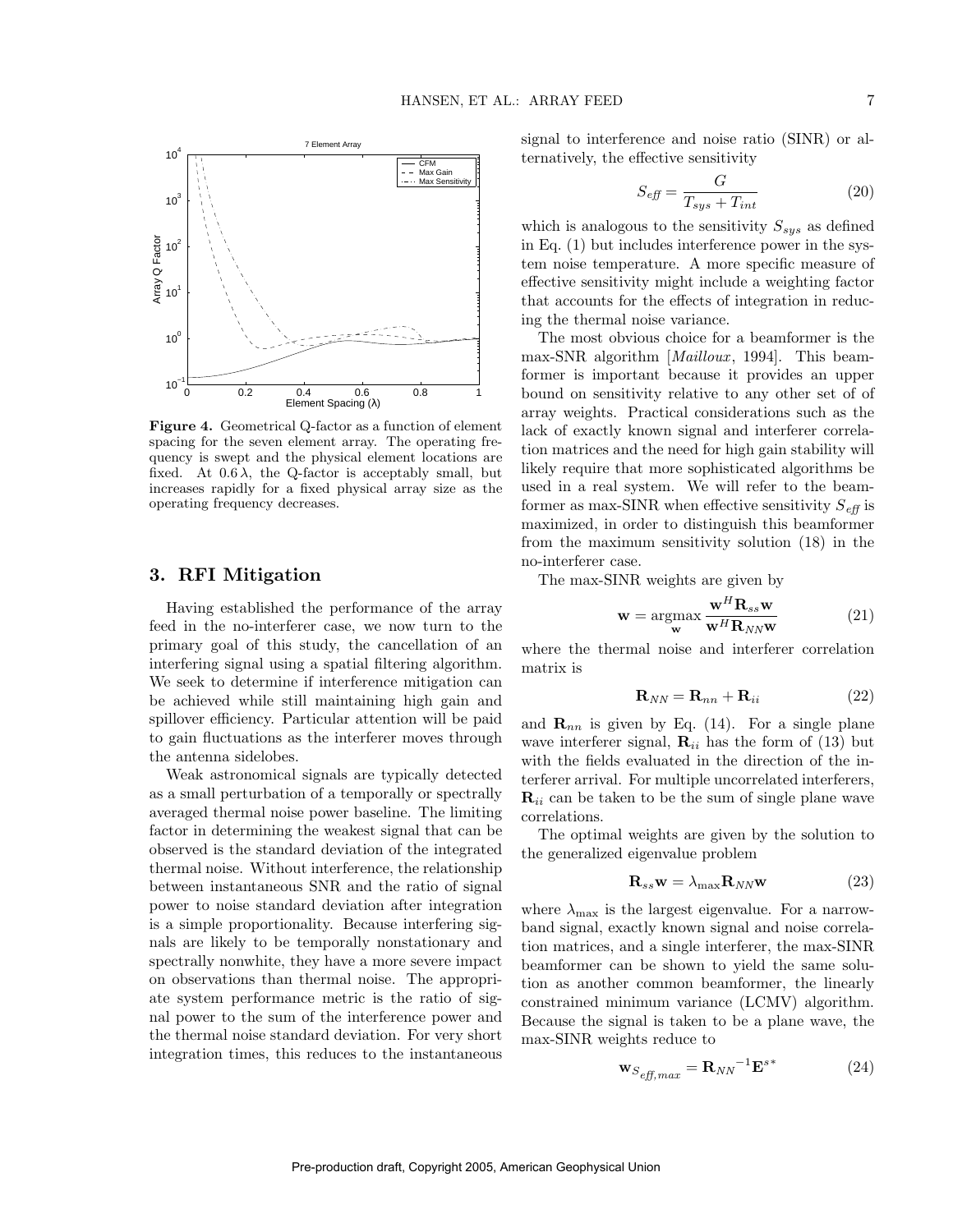**Figure 4.** Geometrical Q-factor as a function of element spacing for the seven element array. The operating frequency is swept and the physical element locations are fixed. At $0.6\,\lambda$, the Q-factor is acceptably small, but increases rapidly for a fixed physical array size as the operating frequency decreases.

## 3. RFI Mitigation

Having established the performance of the array feed in the no-interferer case, we now turn to the primary goal of this study, the cancellation of an interfering signal using a spatial filtering algorithm. We seek to determine if interference mitigation can be achieved while still maintaining high gain and spillover efficiency. Particular attention will be paid to gain fluctuations as the interferer moves through the antenna sidelobes.

Weak astronomical signals are typically detected as a small perturbation of a temporally or spectrally averaged thermal noise power baseline. The limiting factor in determining the weakest signal that can be observed is the standard deviation of the integrated thermal noise. Without interference, the relationship between instantaneous SNR and the ratio of signal power to noise standard deviation after integration is a simple proportionality. Because interfering signals are likely to be temporally nonstationary and spectrally nonwhite, they have a more severe impact on observations than thermal noise. The appropriate system performance metric is the ratio of signal power to the sum of the interference power and the thermal noise standard deviation. For very short integration times, this reduces to the instantaneous signal to interference and noise ratio (SINR) or alternatively, the effective sensitivity

$$S_{\mathit{eff}} = \frac{G}{T_{sys} + T_{int}} \tag{20}$$

which is analogous to the sensitivity $S_{sys}$ as defined in Eq. (1) but includes interference power in the system noise temperature. A more specific measure of effective sensitivity might include a weighting factor that accounts for the effects of integration in reducing the thermal noise variance.

The most obvious choice for a beamformer is the max-SNR algorithm [*Mailloux*, 1994]. This beamformer is important because it provides an upper bound on sensitivity relative to any other set of of array weights. Practical considerations such as the lack of exactly known signal and interferer correlation matrices and the need for high gain stability will likely require that more sophisticated algorithms be used in a real system. We will refer to the beamformer as max-SINR when effective sensitivity $S_{\mathit{eff}}$ is maximized, in order to distinguish this beamformer from the maximum sensitivity solution (18) in the no-interferer case.

The max-SINR weights are given by

$$\mathbf{w} = \underset{\mathbf{w}}{\operatorname{argmax}} \frac{\mathbf{w}^H \mathbf{R}_{ss} \mathbf{w}}{\mathbf{w}^H \mathbf{R}_{NN} \mathbf{w}} \tag{21}$$

where the thermal noise and interferer correlation matrix is

$$\mathbf{R}_{NN} = \mathbf{R}_{nn} + \mathbf{R}_{ii} \tag{22}$$

and $\mathbf{R}_{nn}$ is given by Eq. (14). For a single plane wave interferer signal, $\mathbf{R}_{ii}$ has the form of (13) but with the fields evaluated in the direction of the interferer arrival. For multiple uncorrelated interferers, $\mathbf{R}_{ii}$ can be taken to be the sum of single plane wave correlations.

The optimal weights are given by the solution to the generalized eigenvalue problem

$$\mathbf{R}_{ss} \mathbf{w} = \lambda_{\max} \mathbf{R}_{NN} \mathbf{w} \tag{23}$$

where $\lambda_{\max}$ is the largest eigenvalue. For a narrowband signal, exactly known signal and noise correlation matrices, and a single interferer, the max-SINR beamformer can be shown to yield the same solution as another common beamformer, the linearly constrained minimum variance (LCMV) algorithm. Because the signal is taken to be a plane wave, the max-SINR weights reduce to

$$\mathbf{w}_{S_{\mathit{eff},max}} = \mathbf{R}_{NN}{}^{-1} \mathbf{E}^{s*} \tag{24}$$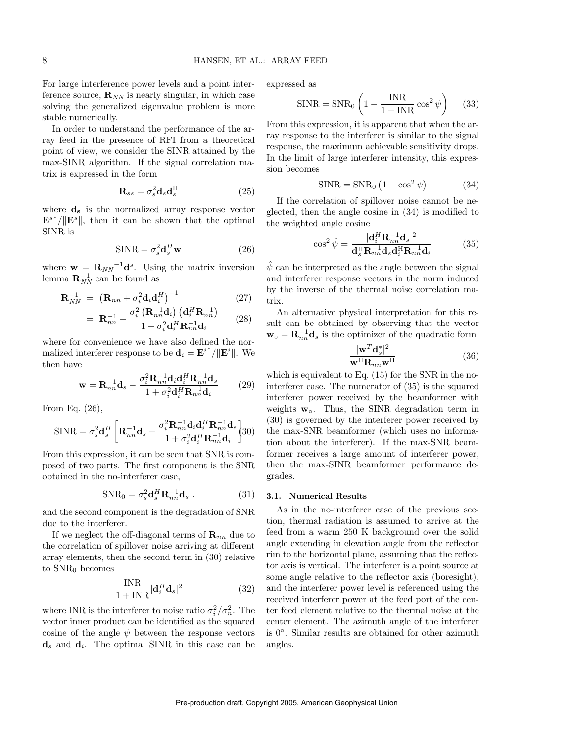For large interference power levels and a point interference source, $\mathbf{R}_{NN}$ is nearly singular, in which case solving the generalized eigenvalue problem is more stable numerically.

In order to understand the performance of the array feed in the presence of RFI from a theoretical point of view, we consider the SINR attained by the max-SINR algorithm. If the signal correlation matrix is expressed in the form

$$\mathbf{R}_{ss} = \sigma_s^2 \mathbf{d}_s \mathbf{d}_s^{\mathrm{H}} \tag{25}$$

where $\mathbf{d_s}$ is the normalized array response vector $\mathbf{E}^{s*}/\|\mathbf{E}^s\|$, then it can be shown that the optimal SINR is

$$\mathrm{SINR} = \sigma_s^2 \mathbf{d}_s^H \mathbf{w} \tag{26}$$

where $\mathbf{w} = \mathbf{R}_{NN}{}^{-1}\mathbf{d}^s$. Using the matrix inversion lemma $\mathbf{R}_{NN}^{-1}$ can be found as

$$\begin{aligned}
\mathbf{R}_{NN}^{-1} &= \left(\mathbf{R}_{nn} + \sigma_i^2 \mathbf{d}_i \mathbf{d}_i^H\right)^{-1} & (27)\\
&= \mathbf{R}_{nn}^{-1} - \frac{\sigma_i^2 \left(\mathbf{R}_{nn}^{-1}\mathbf{d}_i\right)\left(\mathbf{d}_i^H \mathbf{R}_{nn}^{-1}\right)}{1 + \sigma_i^2 \mathbf{d}_i^H \mathbf{R}_{nn}^{-1} \mathbf{d}_i} & (28)
\end{aligned}$$

where for convenience we have also defined the normalized interferer response to be $\mathbf{d}_i = \mathbf{E}^{i^*}/\|\mathbf{E}^i\|$. We then have

$$\mathbf{w} = \mathbf{R}_{nn}^{-1}\mathbf{d}_s - \frac{\sigma_i^2 \mathbf{R}_{nn}^{-1}\mathbf{d}_i \mathbf{d}_i^H \mathbf{R}_{nn}^{-1}\mathbf{d}_s}{1 + \sigma_i^2 \mathbf{d}_i^H \mathbf{R}_{nn}^{-1}\mathbf{d}_i} \tag{29}$$

From Eq. (26),

$$\mathrm{SINR} = \sigma_s^2 \mathbf{d}_s^H \left[\mathbf{R}_{nn}^{-1}\mathbf{d}_s - \frac{\sigma_i^2 \mathbf{R}_{nn}^{-1}\mathbf{d}_i \mathbf{d}_i^H \mathbf{R}_{nn}^{-1}\mathbf{d}_s}{1 + \sigma_i^2 \mathbf{d}_i^H \mathbf{R}_{nn}^{-1}\mathbf{d}_i}\right] \tag{30}$$

From this expression, it can be seen that SNR is composed of two parts. The first component is the SNR obtained in the no-interferer case,

$$\mathrm{SNR}_0 = \sigma_s^2 \mathbf{d}_s^H \mathbf{R}_{nn}^{-1}\mathbf{d}_s \ . \tag{31}$$

and the second component is the degradation of SNR due to the interferer.

If we neglect the off-diagonal terms of $\mathbf{R}_{nn}$ due to the correlation of spillover noise arriving at different array elements, then the second term in (30) relative to $\mathrm{SNR}_0$ becomes

$$\frac{\mathrm{INR}}{1 + \mathrm{INR}} |\mathbf{d}_i^H \mathbf{d}_s|^2 \tag{32}$$

where INR is the interferer to noise ratio $\sigma_i^2/\sigma_n^2$. The vector inner product can be identified as the squared cosine of the angle $\psi$ between the response vectors $\mathbf{d}_s$ and $\mathbf{d}_i$. The optimal SINR in this case can be expressed as

$$\mathrm{SINR} = \mathrm{SNR}_0 \left(1 - \frac{\mathrm{INR}}{1 + \mathrm{INR}} \cos^2\psi\right) \tag{33}$$

From this expression, it is apparent that when the array response to the interferer is similar to the signal response, the maximum achievable sensitivity drops. In the limit of large interferer intensity, this expression becomes

$$\mathrm{SINR} = \mathrm{SNR}_0 \left(1 - \cos^2\psi\right) \tag{34}$$

If the correlation of spillover noise cannot be neglected, then the angle cosine in (34) is modified to the weighted angle cosine

$$\cos^2\hat{\psi} = \frac{|\mathbf{d}_i^H \mathbf{R}_{nn}^{-1}\mathbf{d}_s|^2}{\mathbf{d}_s^{\mathrm{H}} \mathbf{R}_{nn}^{-1}\mathbf{d}_s \mathbf{d}_i^{\mathrm{H}} \mathbf{R}_{nn}^{-1}\mathbf{d}_i} \tag{35}$$

$\hat{\psi}$ can be interpreted as the angle between the signal and interferer response vectors in the norm induced by the inverse of the thermal noise correlation matrix.

An alternative physical interpretation for this result can be obtained by observing that the vector $\mathbf{w}_\circ = \mathbf{R}_{nn}^{-1}\mathbf{d}_s$ is the optimizer of the quadratic form

$$\frac{|\mathbf{w}^T \mathbf{d}_s^*|^2}{\mathbf{w}^{\mathrm{H}} \mathbf{R}_{nn} \mathbf{w}^{\mathrm{H}}} \tag{36}$$

which is equivalent to Eq. (15) for the SNR in the no-interferer case. The numerator of (35) is the squared interferer power received by the beamformer with weights $\mathbf{w}_\circ$. Thus, the SINR degradation term in (30) is governed by the interferer power received by the max-SNR beamformer (which uses no information about the interferer). If the max-SNR beamformer receives a large amount of interferer power, then the max-SINR beamformer performance degrades.

### 3.1. Numerical Results

As in the no-interferer case of the previous section, thermal radiation is assumed to arrive at the feed from a warm 250 K background over the solid angle extending in elevation angle from the reflector rim to the horizontal plane, assuming that the reflector axis is vertical. The interferer is a point source at some angle relative to the reflector axis (boresight), and the interferer power level is referenced using the received interferer power at the feed port of the center feed element relative to the thermal noise at the center element. The azimuth angle of the interferer is 0°. Similar results are obtained for other azimuth angles.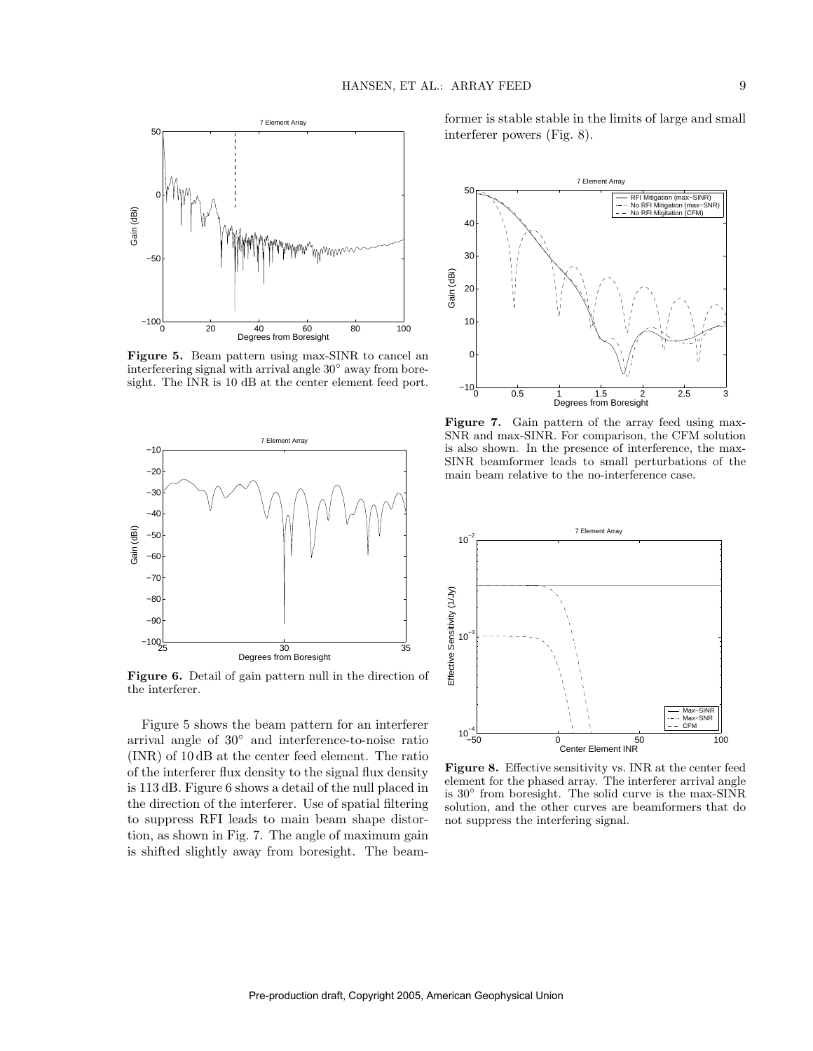**Figure 5.** Beam pattern using max-SINR to cancel an interferering signal with arrival angle 30° away from boresight. The INR is 10 dB at the center element feed port.

**Figure 6.** Detail of gain pattern null in the direction of the interferer.

Figure 5 shows the beam pattern for an interferer arrival angle of 30° and interference-to-noise ratio (INR) of 10 dB at the center feed element. The ratio of the interferer flux density to the signal flux density is 113 dB. Figure 6 shows a detail of the null placed in the direction of the interferer. Use of spatial filtering to suppress RFI leads to main beam shape distortion, as shown in Fig. 7. The angle of maximum gain is shifted slightly away from boresight. The beamformer is stable stable in the limits of large and small interferer powers (Fig. 8).

**Figure 7.** Gain pattern of the array feed using max-SNR and max-SINR. For comparison, the CFM solution is also shown. In the presence of interference, the max-SINR beamformer leads to small perturbations of the main beam relative to the no-interference case.

**Figure 8.** Effective sensitivity vs. INR at the center feed element for the phased array. The interferer arrival angle is 30° from boresight. The solid curve is the max-SINR solution, and the other curves are beamformers that do not suppress the interfering signal.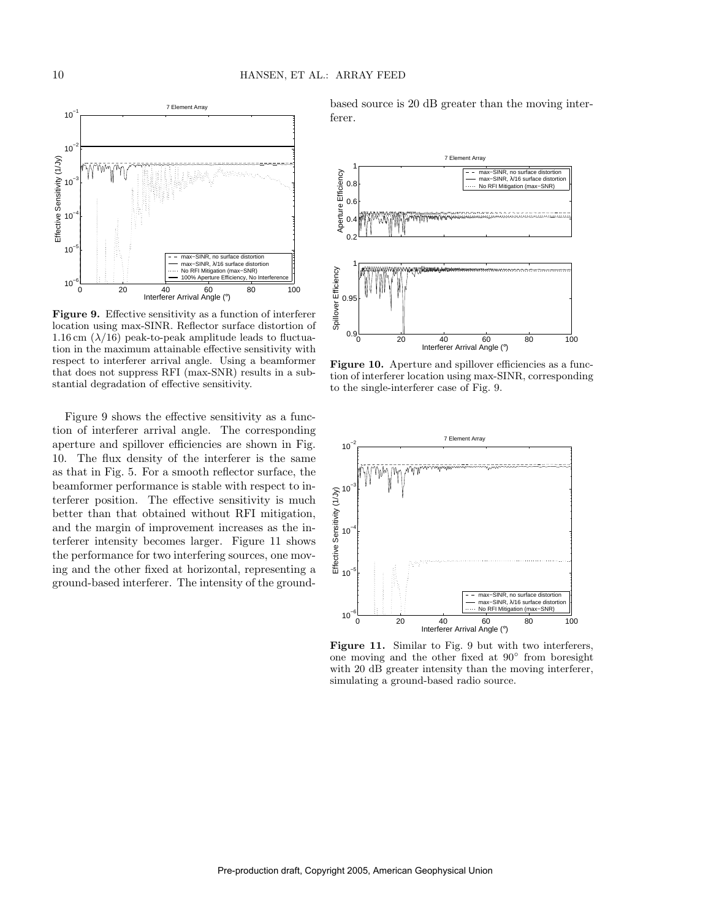**Figure 9.** Effective sensitivity as a function of interferer location using max-SINR. Reflector surface distortion of 1.16 cm ($\lambda/16$) peak-to-peak amplitude leads to fluctuation in the maximum attainable effective sensitivity with respect to interferer arrival angle. Using a beamformer that does not suppress RFI (max-SNR) results in a substantial degradation of effective sensitivity.

Figure 9 shows the effective sensitivity as a function of interferer arrival angle. The corresponding aperture and spillover efficiencies are shown in Fig. 10. The flux density of the interferer is the same as that in Fig. 5. For a smooth reflector surface, the beamformer performance is stable with respect to interferer position. The effective sensitivity is much better than that obtained without RFI mitigation, and the margin of improvement increases as the interferer intensity becomes larger. Figure 11 shows the performance for two interfering sources, one moving and the other fixed at horizontal, representing a ground-based interferer. The intensity of the ground-based source is 20 dB greater than the moving interferer.

**Figure 10.** Aperture and spillover efficiencies as a function of interferer location using max-SINR, corresponding to the single-interferer case of Fig. 9.

**Figure 11.** Similar to Fig. 9 but with two interferers, one moving and the other fixed at 90° from boresight with 20 dB greater intensity than the moving interferer, simulating a ground-based radio source.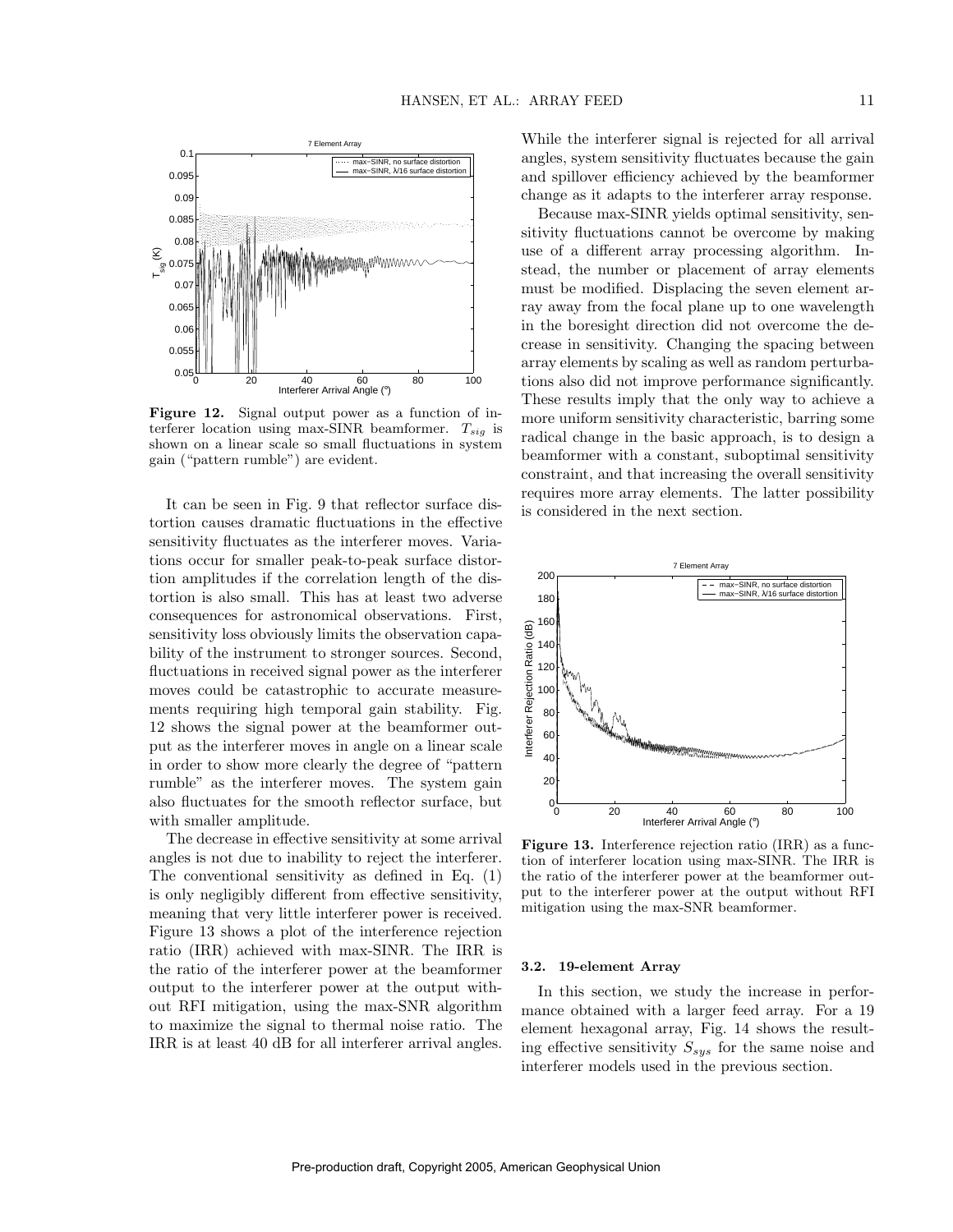**Figure 12.** Signal output power as a function of interferer location using max-SINR beamformer. $T_{sig}$ is shown on a linear scale so small fluctuations in system gain ("pattern rumble") are evident.

It can be seen in Fig. 9 that reflector surface distortion causes dramatic fluctuations in the effective sensitivity fluctuates as the interferer moves. Variations occur for smaller peak-to-peak surface distortion amplitudes if the correlation length of the distortion is also small. This has at least two adverse consequences for astronomical observations. First, sensitivity loss obviously limits the observation capability of the instrument to stronger sources. Second, fluctuations in received signal power as the interferer moves could be catastrophic to accurate measurements requiring high temporal gain stability. Fig. 12 shows the signal power at the beamformer output as the interferer moves in angle on a linear scale in order to show more clearly the degree of "pattern rumble" as the interferer moves. The system gain also fluctuates for the smooth reflector surface, but with smaller amplitude.

The decrease in effective sensitivity at some arrival angles is not due to inability to reject the interferer. The conventional sensitivity as defined in Eq. (1) is only negligibly different from effective sensitivity, meaning that very little interferer power is received. Figure 13 shows a plot of the interference rejection ratio (IRR) achieved with max-SINR. The IRR is the ratio of the interferer power at the beamformer output to the interferer power at the output without RFI mitigation, using the max-SNR algorithm to maximize the signal to thermal noise ratio. The IRR is at least 40 dB for all interferer arrival angles. While the interferer signal is rejected for all arrival angles, system sensitivity fluctuates because the gain and spillover efficiency achieved by the beamformer change as it adapts to the interferer array response.

Because max-SINR yields optimal sensitivity, sensitivity fluctuations cannot be overcome by making use of a different array processing algorithm. Instead, the number or placement of array elements must be modified. Displacing the seven element array away from the focal plane up to one wavelength in the boresight direction did not overcome the decrease in sensitivity. Changing the spacing between array elements by scaling as well as random perturbations also did not improve performance significantly. These results imply that the only way to achieve a more uniform sensitivity characteristic, barring some radical change in the basic approach, is to design a beamformer with a constant, suboptimal sensitivity constraint, and that increasing the overall sensitivity requires more array elements. The latter possibility is considered in the next section.

**Figure 13.** Interference rejection ratio (IRR) as a function of interferer location using max-SINR. The IRR is the ratio of the interferer power at the beamformer output to the interferer power at the output without RFI mitigation using the max-SNR beamformer.

### 3.2. 19-element Array

In this section, we study the increase in performance obtained with a larger feed array. For a 19 element hexagonal array, Fig. 14 shows the resulting effective sensitivity $S_{sys}$ for the same noise and interferer models used in the previous section.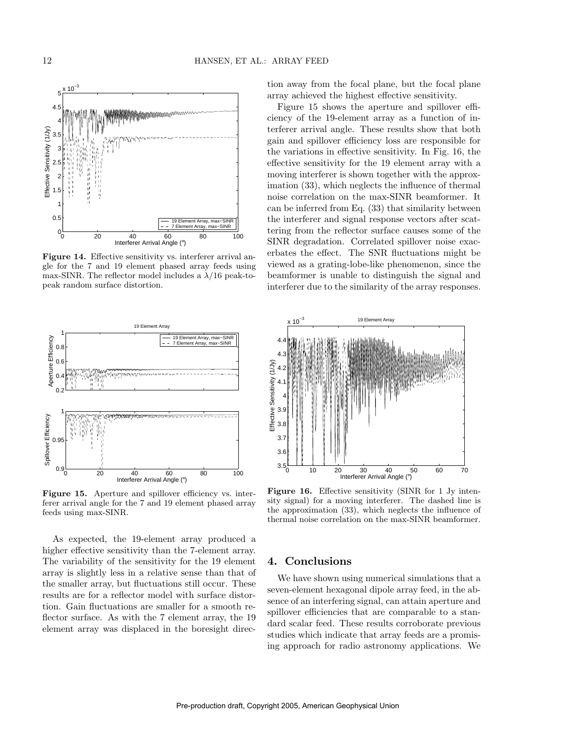**Figure 14.** Effective sensitivity vs. interferer arrival angle for the 7 and 19 element phased array feeds using max-SINR. The reflector model includes a $\lambda/16$ peak-to-peak random surface distortion.

**Figure 15.** Aperture and spillover efficiency vs. interferer arrival angle for the 7 and 19 element phased array feeds using max-SINR.

As expected, the 19-element array produced a higher effective sensitivity than the 7-element array. The variability of the sensitivity for the 19 element array is slightly less in a relative sense than that of the smaller array, but fluctuations still occur. These results are for a reflector model with surface distortion. Gain fluctuations are smaller for a smooth reflector surface. As with the 7 element array, the 19 element array was displaced in the boresight direction away from the focal plane, but the focal plane array achieved the highest effective sensitivity.

Figure 15 shows the aperture and spillover efficiency of the 19-element array as a function of interferer arrival angle. These results show that both gain and spillover efficiency loss are responsible for the variations in effective sensitivity. In Fig. 16, the effective sensitivity for the 19 element array with a moving interferer is shown together with the approximation (33), which neglects the influence of thermal noise correlation on the max-SINR beamformer. It can be inferred from Eq. (33) that similarity between the interferer and signal response vectors after scattering from the reflector surface causes some of the SINR degradation. Correlated spillover noise exacerbates the effect. The SNR fluctuations might be viewed as a grating-lobe-like phenomenon, since the beamformer is unable to distinguish the signal and interferer due to the similarity of the array responses.

**Figure 16.** Effective sensitivity (SINR for 1 Jy intensity signal) for a moving interferer. The dashed line is the approximation (33), which neglects the influence of thermal noise correlation on the max-SINR beamformer.

## 4. Conclusions

We have shown using numerical simulations that a seven-element hexagonal dipole array feed, in the absence of an interfering signal, can attain aperture and spillover efficiencies that are comparable to a standard scalar feed. These results corroborate previous studies which indicate that array feeds are a promising approach for radio astronomy applications. We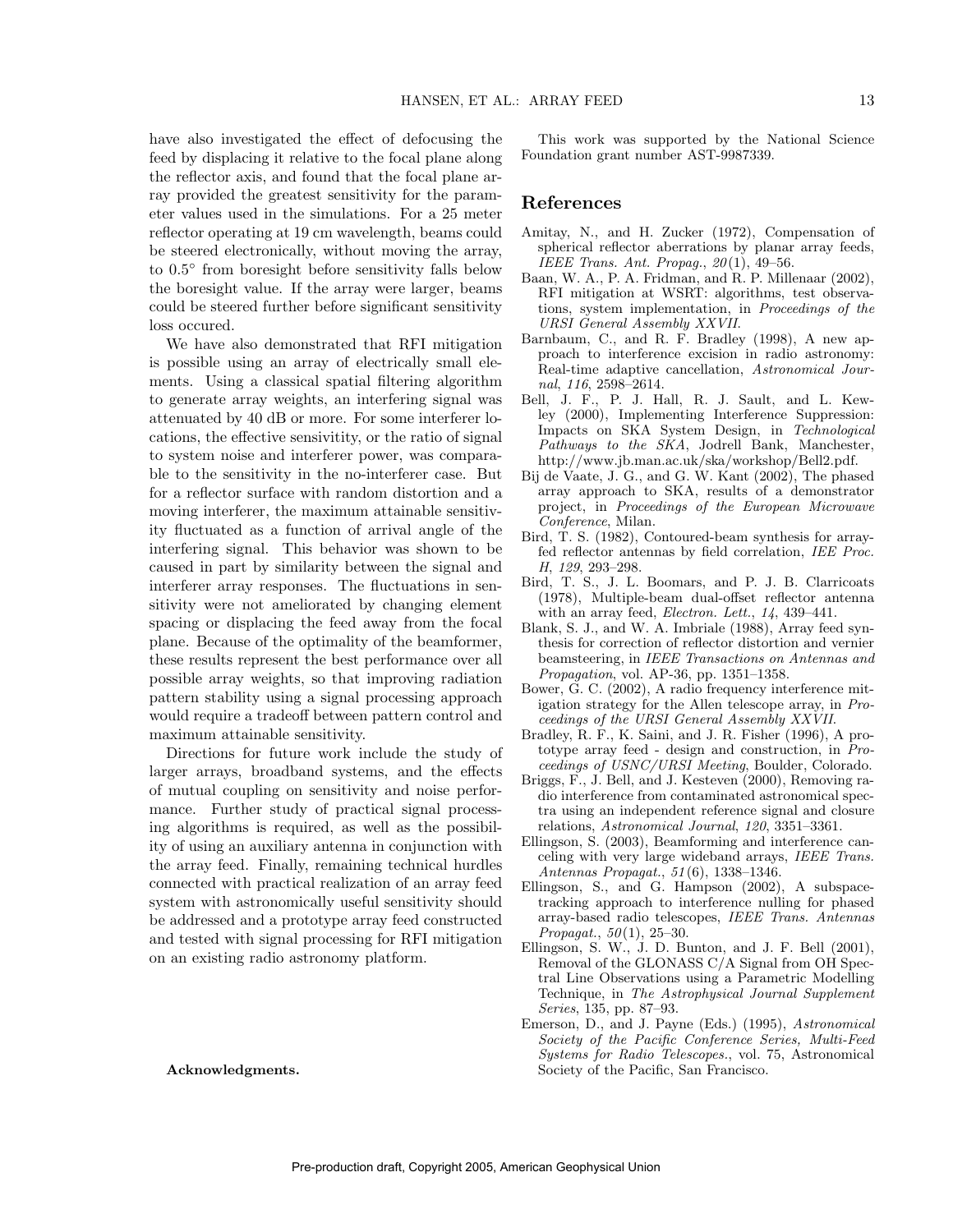have also investigated the effect of defocusing the feed by displacing it relative to the focal plane along the reflector axis, and found that the focal plane array provided the greatest sensitivity for the parameter values used in the simulations. For a 25 meter reflector operating at 19 cm wavelength, beams could be steered electronically, without moving the array, to 0.5° from boresight before sensitivity falls below the boresight value. If the array were larger, beams could be steered further before significant sensitivity loss occured.

We have also demonstrated that RFI mitigation is possible using an array of electrically small elements. Using a classical spatial filtering algorithm to generate array weights, an interfering signal was attenuated by 40 dB or more. For some interferer locations, the effective sensivitity, or the ratio of signal to system noise and interferer power, was comparable to the sensitivity in the no-interferer case. But for a reflector surface with random distortion and a moving interferer, the maximum attainable sensitivity fluctuated as a function of arrival angle of the interfering signal. This behavior was shown to be caused in part by similarity between the signal and interferer array responses. The fluctuations in sensitivity were not ameliorated by changing element spacing or displacing the feed away from the focal plane. Because of the optimality of the beamformer, these results represent the best performance over all possible array weights, so that improving radiation pattern stability using a signal processing approach would require a tradeoff between pattern control and maximum attainable sensitivity.

Directions for future work include the study of larger arrays, broadband systems, and the effects of mutual coupling on sensitivity and noise performance. Further study of practical signal processing algorithms is required, as well as the possibility of using an auxiliary antenna in conjunction with the array feed. Finally, remaining technical hurdles connected with practical realization of an array feed system with astronomically useful sensitivity should be addressed and a prototype array feed constructed and tested with signal processing for RFI mitigation on an existing radio astronomy platform.

**Acknowledgments.**

This work was supported by the National Science Foundation grant number AST-9987339.

## References

Amitay, N., and H. Zucker (1972), Compensation of spherical reflector aberrations by planar array feeds, *IEEE Trans. Ant. Propag.*, *20*(1), 49–56.

Baan, W. A., P. A. Fridman, and R. P. Millenaar (2002), RFI mitigation at WSRT: algorithms, test observations, system implementation, in *Proceedings of the URSI General Assembly XXVII*.

Barnbaum, C., and R. F. Bradley (1998), A new approach to interference excision in radio astronomy: Real-time adaptive cancellation, *Astronomical Journal*, *116*, 2598–2614.

Bell, J. F., P. J. Hall, R. J. Sault, and L. Kewley (2000), Implementing Interference Suppression: Impacts on SKA System Design, in *Technological Pathways to the SKA*, Jodrell Bank, Manchester, http://www.jb.man.ac.uk/ska/workshop/Bell2.pdf.

Bij de Vaate, J. G., and G. W. Kant (2002), The phased array approach to SKA, results of a demonstrator project, in *Proceedings of the European Microwave Conference*, Milan.

Bird, T. S. (1982), Contoured-beam synthesis for array-fed reflector antennas by field correlation, *IEE Proc. H*, *129*, 293–298.

Bird, T. S., J. L. Boomars, and P. J. B. Clarricoats (1978), Multiple-beam dual-offset reflector antenna with an array feed, *Electron. Lett.*, *14*, 439–441.

Blank, S. J., and W. A. Imbriale (1988), Array feed synthesis for correction of reflector distortion and vernier beamsteering, in *IEEE Transactions on Antennas and Propagation*, vol. AP-36, pp. 1351–1358.

Bower, G. C. (2002), A radio frequency interference mitigation strategy for the Allen telescope array, in *Proceedings of the URSI General Assembly XXVII*.

Bradley, R. F., K. Saini, and J. R. Fisher (1996), A prototype array feed - design and construction, in *Proceedings of USNC/URSI Meeting*, Boulder, Colorado.

Briggs, F., J. Bell, and J. Kesteven (2000), Removing radio interference from contaminated astronomical spectra using an independent reference signal and closure relations, *Astronomical Journal*, *120*, 3351–3361.

Ellingson, S. (2003), Beamforming and interference canceling with very large wideband arrays, *IEEE Trans. Antennas Propagat.*, *51*(6), 1338–1346.

Ellingson, S., and G. Hampson (2002), A subspace-tracking approach to interference nulling for phased array-based radio telescopes, *IEEE Trans. Antennas Propagat.*, *50*(1), 25–30.

Ellingson, S. W., J. D. Bunton, and J. F. Bell (2001), Removal of the GLONASS C/A Signal from OH Spectral Line Observations using a Parametric Modelling Technique, in *The Astrophysical Journal Supplement Series*, 135, pp. 87–93.

Emerson, D., and J. Payne (Eds.) (1995), *Astronomical Society of the Pacific Conference Series, Multi-Feed Systems for Radio Telescopes.*, vol. 75, Astronomical Society of the Pacific, San Francisco.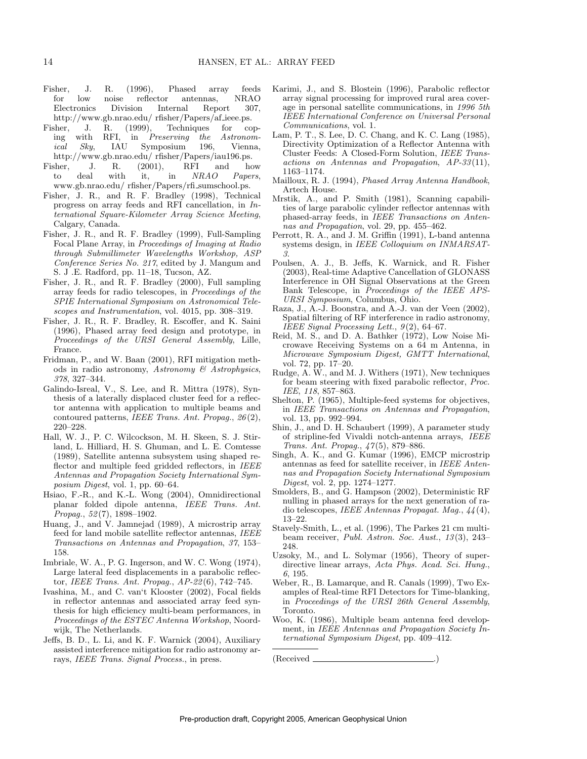Fisher, J. R. (1996), Phased array feeds for low noise reflector antennas, NRAO Electronics Division Internal Report 307, http://www.gb.nrao.edu/ rfisher/Papers/af_ieee.ps.

Fisher, J. R. (1999), Techniques for coping with RFI, in *Preserving the Astronomical Sky*, IAU Symposium 196, Vienna, http://www.gb.nrao.edu/ rfisher/Papers/iau196.ps.

Fisher, J. R. (2001), RFI and how to deal with it, in *NRAO Papers*, www.gb.nrao.edu/ rfisher/Papers/rfi_sumschool.ps.

Fisher, J. R., and R. F. Bradley (1998), Technical progress on array feeds and RFI cancellation, in *International Square-Kilometer Array Science Meeting*, Calgary, Canada.

Fisher, J. R., and R. F. Bradley (1999), Full-Sampling Focal Plane Array, in *Proceedings of Imaging at Radio through Submillimeter Wavelengths Workshop, ASP Conference Series No. 217*, edited by J. Mangum and S. J .E. Radford, pp. 11–18, Tucson, AZ.

Fisher, J. R., and R. F. Bradley (2000), Full sampling array feeds for radio telescopes, in *Proceedings of the SPIE International Symposium on Astronomical Telescopes and Instrumentation*, vol. 4015, pp. 308–319.

Fisher, J. R., R. F. Bradley, R. Escoffer, and K. Saini (1996), Phased array feed design and prototype, in *Proceedings of the URSI General Assembly*, Lille, France.

Fridman, P., and W. Baan (2001), RFI mitigation methods in radio astronomy, *Astronomy & Astrophysics*, *378*, 327–344.

Galindo-Isreal, V., S. Lee, and R. Mittra (1978), Synthesis of a laterally displaced cluster feed for a reflector antenna with application to multiple beams and contoured patterns, *IEEE Trans. Ant. Propag.*, *26*(2), 220–228.

Hall, W. J., P. C. Wilcockson, M. H. Skeen, S. J. Stirland, L. Hilliard, H. S. Ghuman, and L. E. Comtesse (1989), Satellite antenna subsystem using shaped reflector and multiple feed gridded reflectors, in *IEEE Antennas and Propagation Society International Symposium Digest*, vol. 1, pp. 60–64.

Hsiao, F.-R., and K.-L. Wong (2004), Omnidirectional planar folded dipole antenna, *IEEE Trans. Ant. Propag.*, *52*(7), 1898–1902.

Huang, J., and V. Jamnejad (1989), A microstrip array feed for land mobile satellite reflector antennas, *IEEE Transactions on Antennas and Propagation*, *37*, 153–158.

Imbriale, W. A., P. G. Ingerson, and W. C. Wong (1974), Large lateral feed displacements in a parabolic reflector, *IEEE Trans. Ant. Propag.*, *AP-22*(6), 742–745.

Ivashina, M., and C. van't Klooster (2002), Focal fields in reflector antennas and associated array feed synthesis for high efficiency multi-beam performances, in *Proceedings of the ESTEC Antenna Workshop*, Noordwijk, The Netherlands.

Jeffs, B. D., L. Li, and K. F. Warnick (2004), Auxiliary assisted interference mitigation for radio astronomy arrays, *IEEE Trans. Signal Process.*, in press.

Karimi, J., and S. Blostein (1996), Parabolic reflector array signal processing for improved rural area coverage in personal satellite communications, in *1996 5th IEEE International Conference on Universal Personal Communications*, vol. 1.

Lam, P. T., S. Lee, D. C. Chang, and K. C. Lang (1985), Directivity Optimization of a Reflector Antenna with Cluster Feeds: A Closed-Form Solution, *IEEE Transactions on Antennas and Propagation*, *AP-33*(11), 1163–1174.

Mailloux, R. J. (1994), *Phased Array Antenna Handbook*, Artech House.

Mrstik, A., and P. Smith (1981), Scanning capabilities of large parabolic cylinder reflector antennas with phased-array feeds, in *IEEE Transactions on Antennas and Propagation*, vol. 29, pp. 455–462.

Perrott, R. A., and J. M. Griffin (1991), L-band antenna systems design, in *IEEE Colloquium on INMARSAT-3*.

Poulsen, A. J., B. Jeffs, K. Warnick, and R. Fisher (2003), Real-time Adaptive Cancellation of GLONASS Interference in OH Signal Observations at the Green Bank Telescope, in *Proceedings of the IEEE APS-URSI Symposium*, Columbus, Ohio.

Raza, J., A.-J. Boonstra, and A.-J. van der Veen (2002), Spatial filtering of RF interference in radio astronomy, *IEEE Signal Processing Lett.*, *9*(2), 64–67.

Reid, M. S., and D. A. Bathker (1972), Low Noise Microwave Receiving Systems on a 64 m Antenna, in *Microwave Symposium Digest, GMTT International*, vol. 72, pp. 17–20.

Rudge, A. W., and M. J. Withers (1971), New techniques for beam steering with fixed parabolic reflector, *Proc. IEE*, *118*, 857–863.

Shelton, P. (1965), Multiple-feed systems for objectives, in *IEEE Transactions on Antennas and Propagation*, vol. 13, pp. 992–994.

Shin, J., and D. H. Schaubert (1999), A parameter study of stripline-fed Vivaldi notch-antenna arrays, *IEEE Trans. Ant. Propag.*, *47*(5), 879–886.

Singh, A. K., and G. Kumar (1996), EMCP microstrip antennas as feed for satellite receiver, in *IEEE Antennas and Propagation Society International Symposium Digest*, vol. 2, pp. 1274–1277.

Smolders, B., and G. Hampson (2002), Deterministic RF nulling in phased arrays for the next generation of radio telescopes, *IEEE Antennas Propagat. Mag.*, *44*(4), 13–22.

Stavely-Smith, L., et al. (1996), The Parkes 21 cm multibeam receiver, *Publ. Astron. Soc. Aust.*, *13*(3), 243–248.

Uzsoky, M., and L. Solymar (1956), Theory of superdirective linear arrays, *Acta Phys. Acad. Sci. Hung.*, *6*, 195.

Weber, R., B. Lamarque, and R. Canals (1999), Two Examples of Real-time RFI Detectors for Time-blanking, in *Proceedings of the URSI 26th General Assembly*, Toronto.

Woo, K. (1986), Multiple beam antenna feed development, in *IEEE Antennas and Propagation Society International Symposium Digest*, pp. 409–412.

(Received ____________________.)

Pre-production draft, Copyright 2005, American Geophysical Union